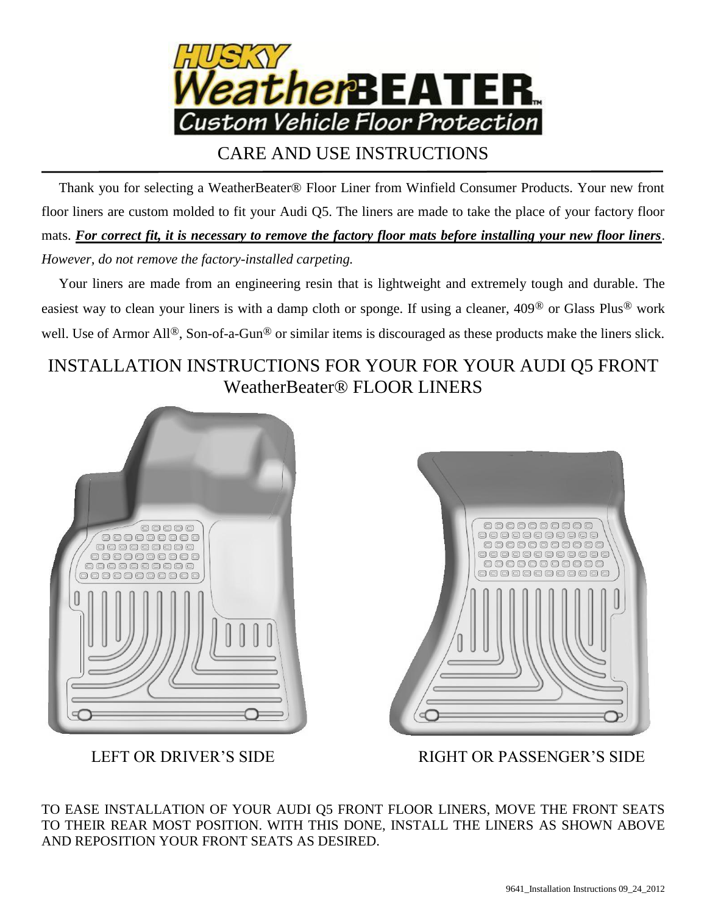# HUSKY WeatherBEATER™

Custom Vehicle Floor Protection

## CARE AND USE INSTRUCTIONS

Thank you for selecting a WeatherBeater® Floor Liner from Winfield Consumer Products. Your new front floor liners are custom molded to fit your Audi Q5. The liners are made to take the place of your factory floor mats. ***For correct fit, it is necessary to remove the factory floor mats before installing your new floor liners***. *However, do not remove the factory-installed carpeting.*

Your liners are made from an engineering resin that is lightweight and extremely tough and durable. The easiest way to clean your liners is with a damp cloth or sponge. If using a cleaner, 409® or Glass Plus® work well. Use of Armor All®, Son-of-a-Gun® or similar items is discouraged as these products make the liners slick.

## INSTALLATION INSTRUCTIONS FOR YOUR FOR YOUR AUDI Q5 FRONT WeatherBeater® FLOOR LINERS

LEFT OR DRIVER'S SIDE

RIGHT OR PASSENGER'S SIDE

TO EASE INSTALLATION OF YOUR AUDI Q5 FRONT FLOOR LINERS, MOVE THE FRONT SEATS TO THEIR REAR MOST POSITION. WITH THIS DONE, INSTALL THE LINERS AS SHOWN ABOVE AND REPOSITION YOUR FRONT SEATS AS DESIRED.

9641_Installation Instructions 09_24_2012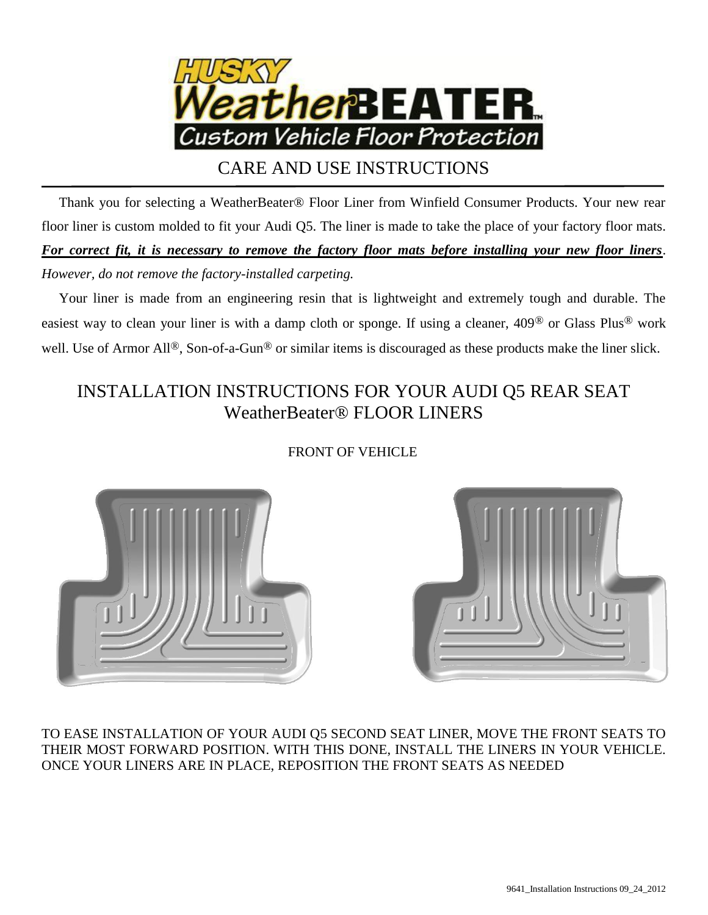# HUSKY WeatherBEATER™

Custom Vehicle Floor Protection

## CARE AND USE INSTRUCTIONS

Thank you for selecting a WeatherBeater® Floor Liner from Winfield Consumer Products. Your new rear floor liner is custom molded to fit your Audi Q5. The liner is made to take the place of your factory floor mats. ***For correct fit, it is necessary to remove the factory floor mats before installing your new floor liners***. *However, do not remove the factory-installed carpeting.*

Your liner is made from an engineering resin that is lightweight and extremely tough and durable. The easiest way to clean your liner is with a damp cloth or sponge. If using a cleaner, 409® or Glass Plus® work well. Use of Armor All®, Son-of-a-Gun® or similar items is discouraged as these products make the liner slick.

## INSTALLATION INSTRUCTIONS FOR YOUR AUDI Q5 REAR SEAT WeatherBeater® FLOOR LINERS

FRONT OF VEHICLE

TO EASE INSTALLATION OF YOUR AUDI Q5 SECOND SEAT LINER, MOVE THE FRONT SEATS TO THEIR MOST FORWARD POSITION. WITH THIS DONE, INSTALL THE LINERS IN YOUR VEHICLE. ONCE YOUR LINERS ARE IN PLACE, REPOSITION THE FRONT SEATS AS NEEDED

9641_Installation Instructions 09_24_2012